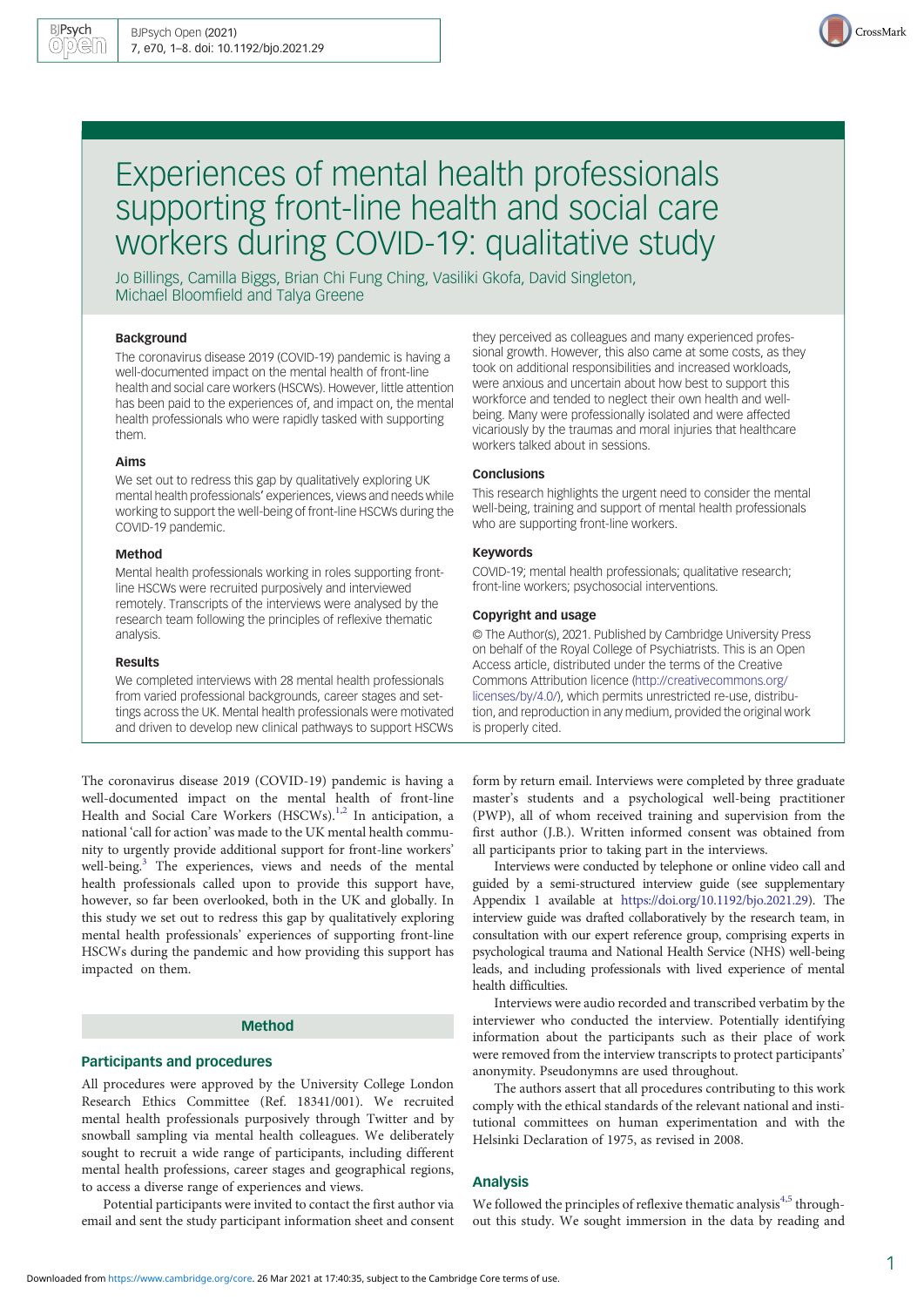# Experiences of mental health professionals supporting front-line health and social care workers during COVID-19: qualitative study

Jo Billings, Camilla Biggs, Brian Chi Fung Ching, Vasiliki Gkofa, David Singleton, Michael Bloomfield and Talya Greene

### Background

The coronavirus disease 2019 (COVID-19) pandemic is having a well-documented impact on the mental health of front-line health and social care workers (HSCWs). However, little attention has been paid to the experiences of, and impact on, the mental health professionals who were rapidly tasked with supporting them.

### Aims

We set out to redress this gap by qualitatively exploring UK mental health professionals' experiences, views and needs while working to support the well-being of front-line HSCWs during the COVID-19 pandemic.

### Method

Mental health professionals working in roles supporting front-line HSCWs were recruited purposively and interviewed remotely. Transcripts of the interviews were analysed by the research team following the principles of reflexive thematic analysis.

### Results

We completed interviews with 28 mental health professionals from varied professional backgrounds, career stages and settings across the UK. Mental health professionals were motivated and driven to develop new clinical pathways to support HSCWs they perceived as colleagues and many experienced professional growth. However, this also came at some costs, as they took on additional responsibilities and increased workloads, were anxious and uncertain about how best to support this workforce and tended to neglect their own health and well-being. Many were professionally isolated and were affected vicariously by the traumas and moral injuries that healthcare workers talked about in sessions.

### Conclusions

This research highlights the urgent need to consider the mental well-being, training and support of mental health professionals who are supporting front-line workers.

### Keywords

COVID-19; mental health professionals; qualitative research; front-line workers; psychosocial interventions.

### Copyright and usage

© The Author(s), 2021. Published by Cambridge University Press on behalf of the Royal College of Psychiatrists. This is an Open Access article, distributed under the terms of the Creative Commons Attribution licence (http://creativecommons.org/licenses/by/4.0/), which permits unrestricted re-use, distribution, and reproduction in any medium, provided the original work is properly cited.

The coronavirus disease 2019 (COVID-19) pandemic is having a well-documented impact on the mental health of front-line Health and Social Care Workers (HSCWs).[1,2] In anticipation, a national 'call for action' was made to the UK mental health community to urgently provide additional support for front-line workers' well-being.[3] The experiences, views and needs of the mental health professionals called upon to provide this support have, however, so far been overlooked, both in the UK and globally. In this study we set out to redress this gap by qualitatively exploring mental health professionals' experiences of supporting front-line HSCWs during the pandemic and how providing this support has impacted on them.

## Method

### Participants and procedures

All procedures were approved by the University College London Research Ethics Committee (Ref. 18341/001). We recruited mental health professionals purposively through Twitter and by snowball sampling via mental health colleagues. We deliberately sought to recruit a wide range of participants, including different mental health professions, career stages and geographical regions, to access a diverse range of experiences and views.

Potential participants were invited to contact the first author via email and sent the study participant information sheet and consent form by return email. Interviews were completed by three graduate master's students and a psychological well-being practitioner (PWP), all of whom received training and supervision from the first author (J.B.). Written informed consent was obtained from all participants prior to taking part in the interviews.

Interviews were conducted by telephone or online video call and guided by a semi-structured interview guide (see supplementary Appendix 1 available at https://doi.org/10.1192/bjo.2021.29). The interview guide was drafted collaboratively by the research team, in consultation with our expert reference group, comprising experts in psychological trauma and National Health Service (NHS) well-being leads, and including professionals with lived experience of mental health difficulties.

Interviews were audio recorded and transcribed verbatim by the interviewer who conducted the interview. Potentially identifying information about the participants such as their place of work were removed from the interview transcripts to protect participants' anonymity. Pseudonymns are used throughout.

The authors assert that all procedures contributing to this work comply with the ethical standards of the relevant national and institutional committees on human experimentation and with the Helsinki Declaration of 1975, as revised in 2008.

### Analysis

We followed the principles of reflexive thematic analysis[4,5] throughout this study. We sought immersion in the data by reading and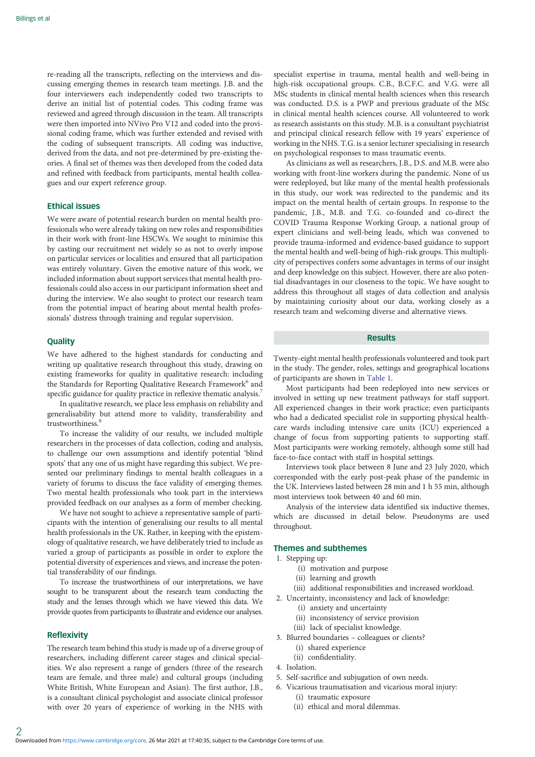re-reading all the transcripts, reflecting on the interviews and discussing emerging themes in research team meetings. J.B. and the four interviewers each independently coded two transcripts to derive an initial list of potential codes. This coding frame was reviewed and agreed through discussion in the team. All transcripts were then imported into NVivo Pro V12 and coded into the provisional coding frame, which was further extended and revised with the coding of subsequent transcripts. All coding was inductive, derived from the data, and not pre-determined by pre-existing theories. A final set of themes was then developed from the coded data and refined with feedback from participants, mental health colleagues and our expert reference group.

## Ethical issues

We were aware of potential research burden on mental health professionals who were already taking on new roles and responsibilities in their work with front-line HSCWs. We sought to minimise this by casting our recruitment net widely so as not to overly impose on particular services or localities and ensured that all participation was entirely voluntary. Given the emotive nature of this work, we included information about support services that mental health professionals could also access in our participant information sheet and during the interview. We also sought to protect our research team from the potential impact of hearing about mental health professionals' distress through training and regular supervision.

## Quality

We have adhered to the highest standards for conducting and writing up qualitative research throughout this study, drawing on existing frameworks for quality in qualitative research: including the Standards for Reporting Qualitative Research Framework[6] and specific guidance for quality practice in reflexive thematic analysis.[7]

In qualitative research, we place less emphasis on reliability and generalisability but attend more to validity, transferability and trustworthiness.[8]

To increase the validity of our results, we included multiple researchers in the processes of data collection, coding and analysis, to challenge our own assumptions and identify potential 'blind spots' that any one of us might have regarding this subject. We presented our preliminary findings to mental health colleagues in a variety of forums to discuss the face validity of emerging themes. Two mental health professionals who took part in the interviews provided feedback on our analyses as a form of member checking.

We have not sought to achieve a representative sample of participants with the intention of generalising our results to all mental health professionals in the UK. Rather, in keeping with the epistemology of qualitative research, we have deliberately tried to include as varied a group of participants as possible in order to explore the potential diversity of experiences and views, and increase the potential transferability of our findings.

To increase the trustworthiness of our interpretations, we have sought to be transparent about the research team conducting the study and the lenses through which we have viewed this data. We provide quotes from participants to illustrate and evidence our analyses.

## Reflexivity

The research team behind this study is made up of a diverse group of researchers, including different career stages and clinical specialities. We also represent a range of genders (three of the research team are female, and three male) and cultural groups (including White British, White European and Asian). The first author, J.B., is a consultant clinical psychologist and associate clinical professor with over 20 years of experience of working in the NHS with specialist expertise in trauma, mental health and well-being in high-risk occupational groups. C.B., B.C.F.C. and V.G. were all MSc students in clinical mental health sciences when this research was conducted. D.S. is a PWP and previous graduate of the MSc in clinical mental health sciences course. All volunteered to work as research assistants on this study. M.B. is a consultant psychiatrist and principal clinical research fellow with 19 years' experience of working in the NHS. T.G. is a senior lecturer specialising in research on psychological responses to mass traumatic events.

As clinicians as well as researchers, J.B., D.S. and M.B. were also working with front-line workers during the pandemic. None of us were redeployed, but like many of the mental health professionals in this study, our work was redirected to the pandemic and its impact on the mental health of certain groups. In response to the pandemic, J.B., M.B. and T.G. co-founded and co-direct the COVID Trauma Response Working Group, a national group of expert clinicians and well-being leads, which was convened to provide trauma-informed and evidence-based guidance to support the mental health and well-being of high-risk groups. This multiplicity of perspectives confers some advantages in terms of our insight and deep knowledge on this subject. However, there are also potential disadvantages in our closeness to the topic. We have sought to address this throughout all stages of data collection and analysis by maintaining curiosity about our data, working closely as a research team and welcoming diverse and alternative views.

# Results

Twenty-eight mental health professionals volunteered and took part in the study. The gender, roles, settings and geographical locations of participants are shown in Table 1.

Most participants had been redeployed into new services or involved in setting up new treatment pathways for staff support. All experienced changes in their work practice; even participants who had a dedicated specialist role in supporting physical healthcare wards including intensive care units (ICU) experienced a change of focus from supporting patients to supporting staff. Most participants were working remotely, although some still had face-to-face contact with staff in hospital settings.

Interviews took place between 8 June and 23 July 2020, which corresponded with the early post-peak phase of the pandemic in the UK. Interviews lasted between 28 min and 1 h 55 min, although most interviews took between 40 and 60 min.

Analysis of the interview data identified six inductive themes, which are discussed in detail below. Pseudonyms are used throughout.

## Themes and subthemes

1. Stepping up:
   - (i) motivation and purpose
   - (ii) learning and growth
   - (iii) additional responsibilities and increased workload.
2. Uncertainty, inconsistency and lack of knowledge:
   - (i) anxiety and uncertainty
   - (ii) inconsistency of service provision
   - (iii) lack of specialist knowledge.
3. Blurred boundaries – colleagues or clients?
   - (i) shared experience
   - (ii) confidentiality.
4. Isolation.
5. Self-sacrifice and subjugation of own needs.
6. Vicarious traumatisation and vicarious moral injury:
   - (i) traumatic exposure
   - (ii) ethical and moral dilemmas.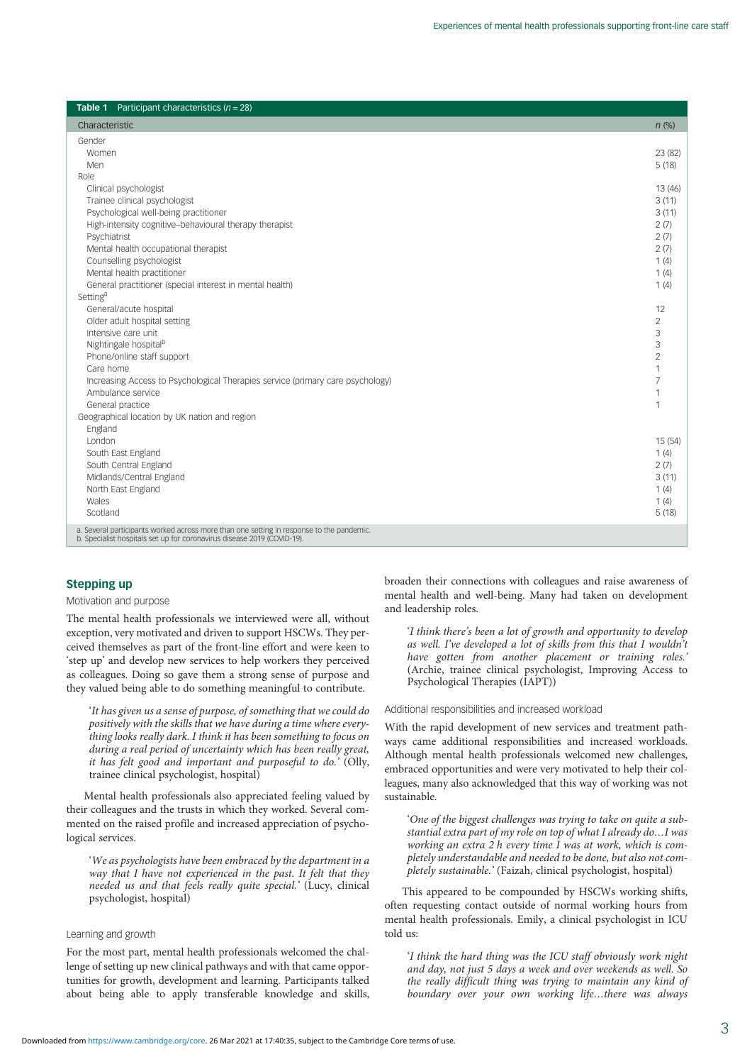**Table 1** Participant characteristics ($n$ = 28)

| Characteristic | $n$ (%) |
|---|---|
| Gender | |
| Women | 23 (82) |
| Men | 5 (18) |
| Role | |
| Clinical psychologist | 13 (46) |
| Trainee clinical psychologist | 3 (11) |
| Psychological well-being practitioner | 3 (11) |
| High-intensity cognitive–behavioural therapy therapist | 2 (7) |
| Psychiatrist | 2 (7) |
| Mental health occupational therapist | 2 (7) |
| Counselling psychologist | 1 (4) |
| Mental health practitioner | 1 (4) |
| General practitioner (special interest in mental health) | 1 (4) |
| Setting[a] | |
| General/acute hospital | 12 |
| Older adult hospital setting | 2 |
| Intensive care unit | 3 |
| Nightingale hospital[b] | 3 |
| Phone/online staff support | 2 |
| Care home | 1 |
| Increasing Access to Psychological Therapies service (primary care psychology) | 7 |
| Ambulance service | 1 |
| General practice | 1 |
| Geographical location by UK nation and region | |
| England | |
| London | 15 (54) |
| South East England | 1 (4) |
| South Central England | 2 (7) |
| Midlands/Central England | 3 (11) |
| North East England | 1 (4) |
| Wales | 1 (4) |
| Scotland | 5 (18) |

a. Several participants worked across more than one setting in response to the pandemic.
b. Specialist hospitals set up for coronavirus disease 2019 (COVID-19).

## Stepping up

### Motivation and purpose

The mental health professionals we interviewed were all, without exception, very motivated and driven to support HSCWs. They perceived themselves as part of the front-line effort and were keen to 'step up' and develop new services to help workers they perceived as colleagues. Doing so gave them a strong sense of purpose and they valued being able to do something meaningful to contribute.

> '*It has given us a sense of purpose, of something that we could do positively with the skills that we have during a time where everything looks really dark. I think it has been something to focus on during a real period of uncertainty which has been really great, it has felt good and important and purposeful to do.*' (Olly, trainee clinical psychologist, hospital)

Mental health professionals also appreciated feeling valued by their colleagues and the trusts in which they worked. Several commented on the raised profile and increased appreciation of psychological services.

> '*We as psychologists have been embraced by the department in a way that I have not experienced in the past. It felt that they needed us and that feels really quite special.*' (Lucy, clinical psychologist, hospital)

### Learning and growth

For the most part, mental health professionals welcomed the challenge of setting up new clinical pathways and with that came opportunities for growth, development and learning. Participants talked about being able to apply transferable knowledge and skills, broaden their connections with colleagues and raise awareness of mental health and well-being. Many had taken on development and leadership roles.

> '*I think there's been a lot of growth and opportunity to develop as well. I've developed a lot of skills from this that I wouldn't have gotten from another placement or training roles.*' (Archie, trainee clinical psychologist, Improving Access to Psychological Therapies (IAPT))

### Additional responsibilities and increased workload

With the rapid development of new services and treatment pathways came additional responsibilities and increased workloads. Although mental health professionals welcomed new challenges, embraced opportunities and were very motivated to help their colleagues, many also acknowledged that this way of working was not sustainable.

> '*One of the biggest challenges was trying to take on quite a substantial extra part of my role on top of what I already do…I was working an extra 2 h every time I was at work, which is completely understandable and needed to be done, but also not completely sustainable.*' (Faizah, clinical psychologist, hospital)

This appeared to be compounded by HSCWs working shifts, often requesting contact outside of normal working hours from mental health professionals. Emily, a clinical psychologist in ICU told us:

> '*I think the hard thing was the ICU staff obviously work night and day, not just 5 days a week and over weekends as well. So the really difficult thing was trying to maintain any kind of boundary over your own working life…there was always*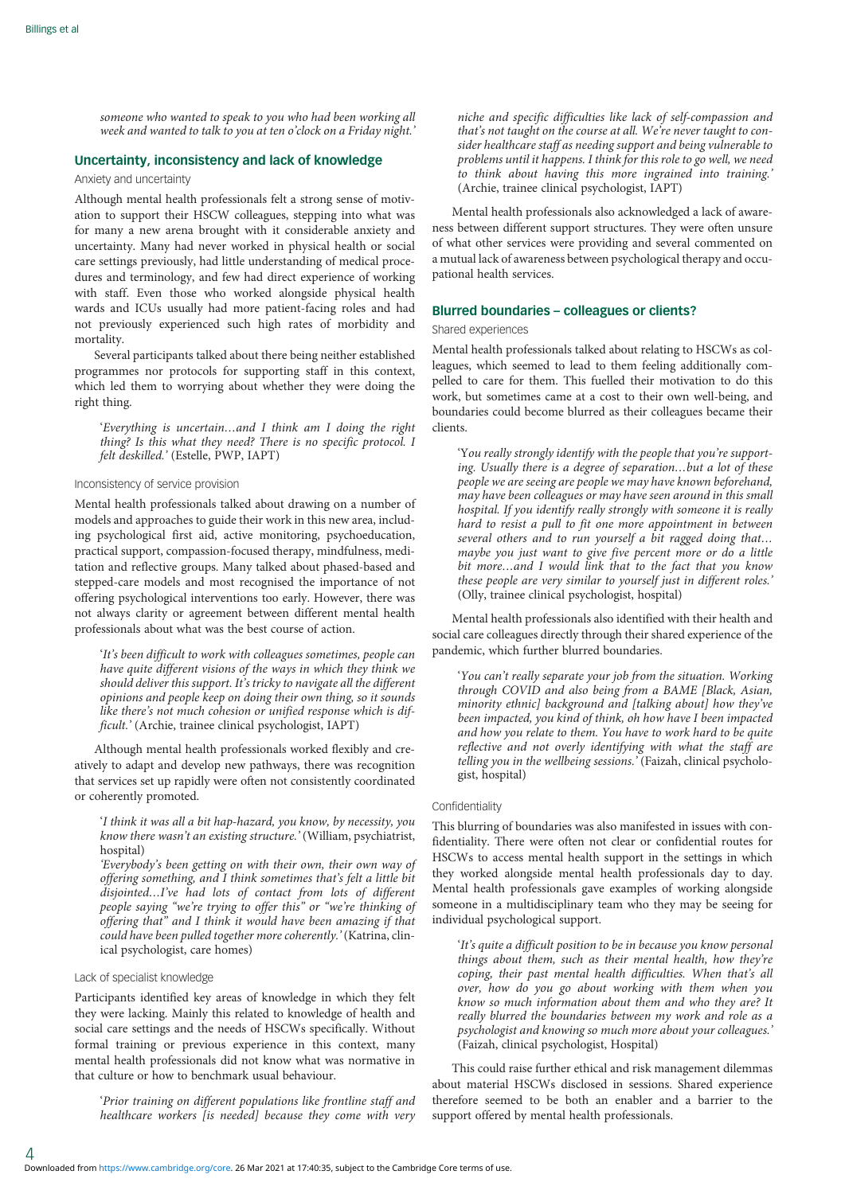*someone who wanted to speak to you who had been working all week and wanted to talk to you at ten o'clock on a Friday night.'*

## Uncertainty, inconsistency and lack of knowledge

### Anxiety and uncertainty

Although mental health professionals felt a strong sense of motivation to support their HSCW colleagues, stepping into what was for many a new arena brought with it considerable anxiety and uncertainty. Many had never worked in physical health or social care settings previously, had little understanding of medical procedures and terminology, and few had direct experience of working with staff. Even those who worked alongside physical health wards and ICUs usually had more patient-facing roles and had not previously experienced such high rates of morbidity and mortality.

Several participants talked about there being neither established programmes nor protocols for supporting staff in this context, which led them to worrying about whether they were doing the right thing.

> '*Everything is uncertain…and I think am I doing the right thing? Is this what they need? There is no specific protocol. I felt deskilled.'* (Estelle, PWP, IAPT)

### Inconsistency of service provision

Mental health professionals talked about drawing on a number of models and approaches to guide their work in this new area, including psychological first aid, active monitoring, psychoeducation, practical support, compassion-focused therapy, mindfulness, meditation and reflective groups. Many talked about phased-based and stepped-care models and most recognised the importance of not offering psychological interventions too early. However, there was not always clarity or agreement between different mental health professionals about what was the best course of action.

> '*It's been difficult to work with colleagues sometimes, people can have quite different visions of the ways in which they think we should deliver this support. It's tricky to navigate all the different opinions and people keep on doing their own thing, so it sounds like there's not much cohesion or unified response which is difficult.'* (Archie, trainee clinical psychologist, IAPT)

Although mental health professionals worked flexibly and creatively to adapt and develop new pathways, there was recognition that services set up rapidly were often not consistently coordinated or coherently promoted.

> '*I think it was all a bit hap-hazard, you know, by necessity, you know there wasn't an existing structure.'* (William, psychiatrist, hospital)
>
> '*Everybody's been getting on with their own, their own way of offering something, and I think sometimes that's felt a little bit disjointed…I've had lots of contact from lots of different people saying "we're trying to offer this" or "we're thinking of offering that" and I think it would have been amazing if that could have been pulled together more coherently.'* (Katrina, clinical psychologist, care homes)

### Lack of specialist knowledge

Participants identified key areas of knowledge in which they felt they were lacking. Mainly this related to knowledge of health and social care settings and the needs of HSCWs specifically. Without formal training or previous experience in this context, many mental health professionals did not know what was normative in that culture or how to benchmark usual behaviour.

> '*Prior training on different populations like frontline staff and healthcare workers [is needed] because they come with very niche and specific difficulties like lack of self-compassion and that's not taught on the course at all. We're never taught to consider healthcare staff as needing support and being vulnerable to problems until it happens. I think for this role to go well, we need to think about having this more ingrained into training.'* (Archie, trainee clinical psychologist, IAPT)

Mental health professionals also acknowledged a lack of awareness between different support structures. They were often unsure of what other services were providing and several commented on a mutual lack of awareness between psychological therapy and occupational health services.

## Blurred boundaries – colleagues or clients?

### Shared experiences

Mental health professionals talked about relating to HSCWs as colleagues, which seemed to lead to them feeling additionally compelled to care for them. This fuelled their motivation to do this work, but sometimes came at a cost to their own well-being, and boundaries could become blurred as their colleagues became their clients.

> '*You really strongly identify with the people that you're supporting. Usually there is a degree of separation…but a lot of these people we are seeing are people we may have known beforehand, may have been colleagues or may have seen around in this small hospital. If you identify really strongly with someone it is really hard to resist a pull to fit one more appointment in between several others and to run yourself a bit ragged doing that… maybe you just want to give five percent more or do a little bit more…and I would link that to the fact that you know these people are very similar to yourself just in different roles.'* (Olly, trainee clinical psychologist, hospital)

Mental health professionals also identified with their health and social care colleagues directly through their shared experience of the pandemic, which further blurred boundaries.

> '*You can't really separate your job from the situation. Working through COVID and also being from a BAME [Black, Asian, minority ethnic] background and [talking about] how they've been impacted, you kind of think, oh how have I been impacted and how you relate to them. You have to work hard to be quite reflective and not overly identifying with what the staff are telling you in the wellbeing sessions.'* (Faizah, clinical psychologist, hospital)

### Confidentiality

This blurring of boundaries was also manifested in issues with confidentiality. There were often not clear or confidential routes for HSCWs to access mental health support in the settings in which they worked alongside mental health professionals day to day. Mental health professionals gave examples of working alongside someone in a multidisciplinary team who they may be seeing for individual psychological support.

> '*It's quite a difficult position to be in because you know personal things about them, such as their mental health, how they're coping, their past mental health difficulties. When that's all over, how do you go about working with them when you know so much information about them and who they are? It really blurred the boundaries between my work and role as a psychologist and knowing so much more about your colleagues.'* (Faizah, clinical psychologist, Hospital)

This could raise further ethical and risk management dilemmas about material HSCWs disclosed in sessions. Shared experience therefore seemed to be both an enabler and a barrier to the support offered by mental health professionals.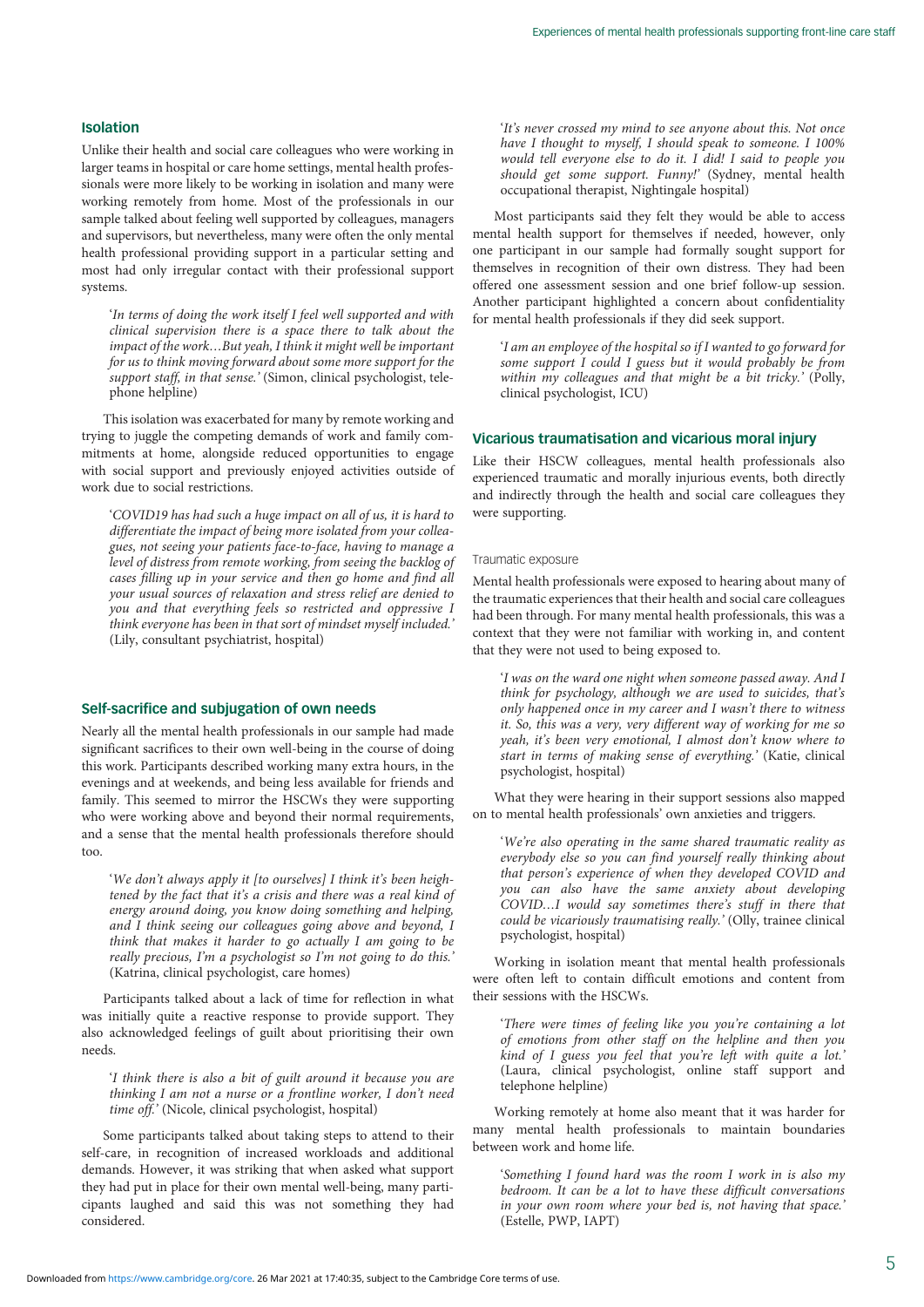## Isolation

Unlike their health and social care colleagues who were working in larger teams in hospital or care home settings, mental health professionals were more likely to be working in isolation and many were working remotely from home. Most of the professionals in our sample talked about feeling well supported by colleagues, managers and supervisors, but nevertheless, many were often the only mental health professional providing support in a particular setting and most had only irregular contact with their professional support systems.

> '*In terms of doing the work itself I feel well supported and with clinical supervision there is a space there to talk about the impact of the work…But yeah, I think it might well be important for us to think moving forward about some more support for the support staff, in that sense.*' (Simon, clinical psychologist, telephone helpline)

This isolation was exacerbated for many by remote working and trying to juggle the competing demands of work and family commitments at home, alongside reduced opportunities to engage with social support and previously enjoyed activities outside of work due to social restrictions.

> '*COVID19 has had such a huge impact on all of us, it is hard to differentiate the impact of being more isolated from your colleagues, not seeing your patients face-to-face, having to manage a level of distress from remote working, from seeing the backlog of cases filling up in your service and then go home and find all your usual sources of relaxation and stress relief are denied to you and that everything feels so restricted and oppressive I think everyone has been in that sort of mindset myself included.*' (Lily, consultant psychiatrist, hospital)

## Self-sacrifice and subjugation of own needs

Nearly all the mental health professionals in our sample had made significant sacrifices to their own well-being in the course of doing this work. Participants described working many extra hours, in the evenings and at weekends, and being less available for friends and family. This seemed to mirror the HSCWs they were supporting who were working above and beyond their normal requirements, and a sense that the mental health professionals therefore should too.

> '*We don't always apply it [to ourselves] I think it's been heightened by the fact that it's a crisis and there was a real kind of energy around doing, you know doing something and helping, and I think seeing our colleagues going above and beyond, I think that makes it harder to go actually I am going to be really precious, I'm a psychologist so I'm not going to do this.*' (Katrina, clinical psychologist, care homes)

Participants talked about a lack of time for reflection in what was initially quite a reactive response to provide support. They also acknowledged feelings of guilt about prioritising their own needs.

> '*I think there is also a bit of guilt around it because you are thinking I am not a nurse or a frontline worker, I don't need time off.*' (Nicole, clinical psychologist, hospital)

Some participants talked about taking steps to attend to their self-care, in recognition of increased workloads and additional demands. However, it was striking that when asked what support they had put in place for their own mental well-being, many participants laughed and said this was not something they had considered.

> '*It's never crossed my mind to see anyone about this. Not once have I thought to myself, I should speak to someone. I 100% would tell everyone else to do it. I did! I said to people you should get some support. Funny!*' (Sydney, mental health occupational therapist, Nightingale hospital)

Most participants said they felt they would be able to access mental health support for themselves if needed, however, only one participant in our sample had formally sought support for themselves in recognition of their own distress. They had been offered one assessment session and one brief follow-up session. Another participant highlighted a concern about confidentiality for mental health professionals if they did seek support.

> '*I am an employee of the hospital so if I wanted to go forward for some support I could I guess but it would probably be from within my colleagues and that might be a bit tricky.*' (Polly, clinical psychologist, ICU)

## Vicarious traumatisation and vicarious moral injury

Like their HSCW colleagues, mental health professionals also experienced traumatic and morally injurious events, both directly and indirectly through the health and social care colleagues they were supporting.

### Traumatic exposure

Mental health professionals were exposed to hearing about many of the traumatic experiences that their health and social care colleagues had been through. For many mental health professionals, this was a context that they were not familiar with working in, and content that they were not used to being exposed to.

> '*I was on the ward one night when someone passed away. And I think for psychology, although we are used to suicides, that's only happened once in my career and I wasn't there to witness it. So, this was a very, very different way of working for me so yeah, it's been very emotional, I almost don't know where to start in terms of making sense of everything.*' (Katie, clinical psychologist, hospital)

What they were hearing in their support sessions also mapped on to mental health professionals' own anxieties and triggers.

> '*We're also operating in the same shared traumatic reality as everybody else so you can find yourself really thinking about that person's experience of when they developed COVID and you can also have the same anxiety about developing COVID…I would say sometimes there's stuff in there that could be vicariously traumatising really.*' (Olly, trainee clinical psychologist, hospital)

Working in isolation meant that mental health professionals were often left to contain difficult emotions and content from their sessions with the HSCWs.

> '*There were times of feeling like you you're containing a lot of emotions from other staff on the helpline and then you kind of I guess you feel that you're left with quite a lot.*' (Laura, clinical psychologist, online staff support and telephone helpline)

Working remotely at home also meant that it was harder for many mental health professionals to maintain boundaries between work and home life.

> '*Something I found hard was the room I work in is also my bedroom. It can be a lot to have these difficult conversations in your own room where your bed is, not having that space.*' (Estelle, PWP, IAPT)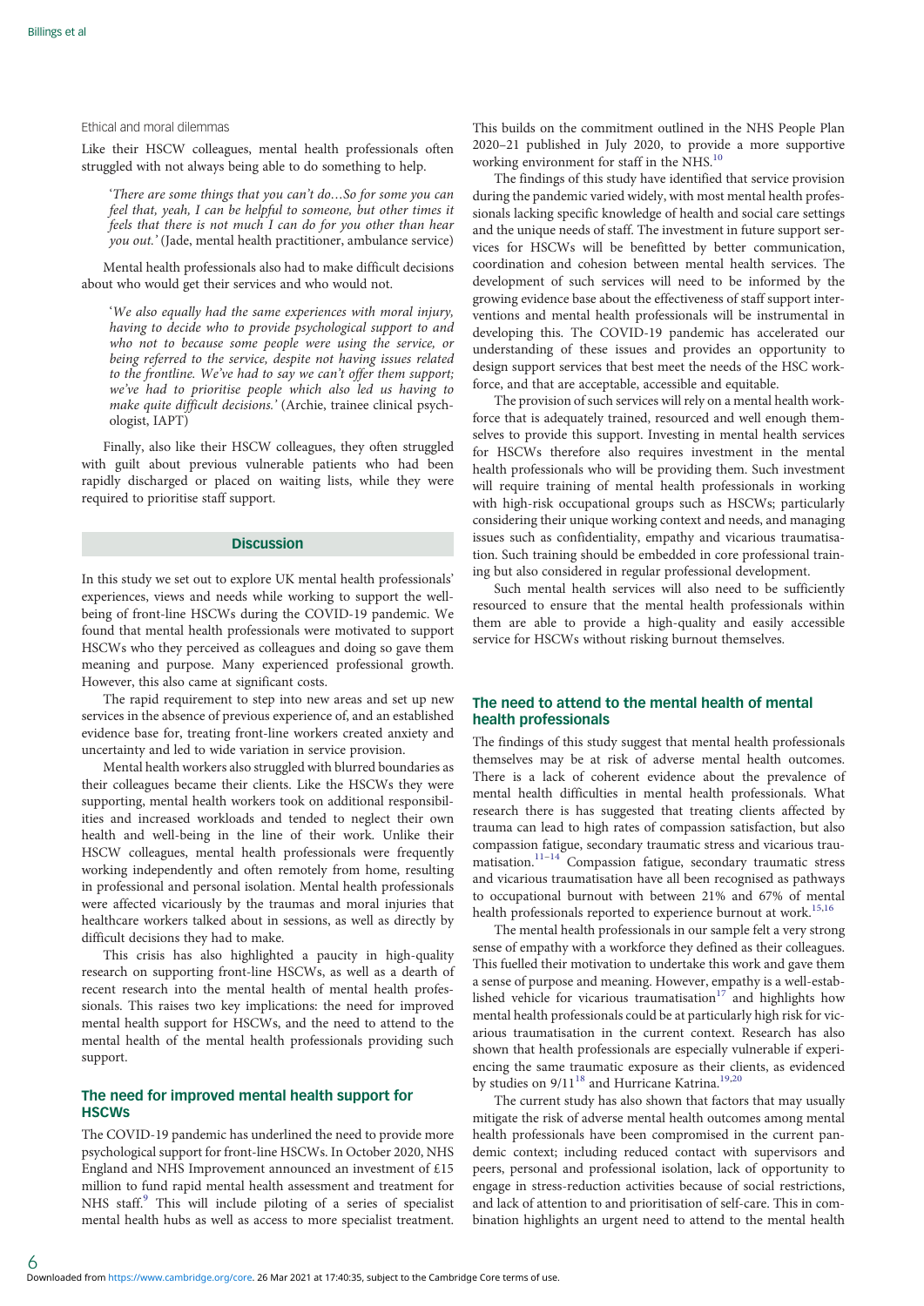### Ethical and moral dilemmas

Like their HSCW colleagues, mental health professionals often struggled with not always being able to do something to help.

> '*There are some things that you can't do…So for some you can feel that, yeah, I can be helpful to someone, but other times it feels that there is not much I can do for you other than hear you out.*' (Jade, mental health practitioner, ambulance service)

Mental health professionals also had to make difficult decisions about who would get their services and who would not.

> '*We also equally had the same experiences with moral injury, having to decide who to provide psychological support to and who not to because some people were using the service, or being referred to the service, despite not having issues related to the frontline. We've had to say we can't offer them support; we've had to prioritise people which also led us having to make quite difficult decisions.*' (Archie, trainee clinical psychologist, IAPT)

Finally, also like their HSCW colleagues, they often struggled with guilt about previous vulnerable patients who had been rapidly discharged or placed on waiting lists, while they were required to prioritise staff support.

## Discussion

In this study we set out to explore UK mental health professionals' experiences, views and needs while working to support the well-being of front-line HSCWs during the COVID-19 pandemic. We found that mental health professionals were motivated to support HSCWs who they perceived as colleagues and doing so gave them meaning and purpose. Many experienced professional growth. However, this also came at significant costs.

The rapid requirement to step into new areas and set up new services in the absence of previous experience of, and an established evidence base for, treating front-line workers created anxiety and uncertainty and led to wide variation in service provision.

Mental health workers also struggled with blurred boundaries as their colleagues became their clients. Like the HSCWs they were supporting, mental health workers took on additional responsibilities and increased workloads and tended to neglect their own health and well-being in the line of their work. Unlike their HSCW colleagues, mental health professionals were frequently working independently and often remotely from home, resulting in professional and personal isolation. Mental health professionals were affected vicariously by the traumas and moral injuries that healthcare workers talked about in sessions, as well as directly by difficult decisions they had to make.

This crisis has also highlighted a paucity in high-quality research on supporting front-line HSCWs, as well as a dearth of recent research into the mental health of mental health professionals. This raises two key implications: the need for improved mental health support for HSCWs, and the need to attend to the mental health of the mental health professionals providing such support.

### The need for improved mental health support for HSCWs

The COVID-19 pandemic has underlined the need to provide more psychological support for front-line HSCWs. In October 2020, NHS England and NHS Improvement announced an investment of £15 million to fund rapid mental health assessment and treatment for NHS staff.[9] This will include piloting of a series of specialist mental health hubs as well as access to more specialist treatment. This builds on the commitment outlined in the NHS People Plan 2020–21 published in July 2020, to provide a more supportive working environment for staff in the NHS.[10]

The findings of this study have identified that service provision during the pandemic varied widely, with most mental health professionals lacking specific knowledge of health and social care settings and the unique needs of staff. The investment in future support services for HSCWs will be benefitted by better communication, coordination and cohesion between mental health services. The development of such services will need to be informed by the growing evidence base about the effectiveness of staff support interventions and mental health professionals will be instrumental in developing this. The COVID-19 pandemic has accelerated our understanding of these issues and provides an opportunity to design support services that best meet the needs of the HSC workforce, and that are acceptable, accessible and equitable.

The provision of such services will rely on a mental health workforce that is adequately trained, resourced and well enough themselves to provide this support. Investing in mental health services for HSCWs therefore also requires investment in the mental health professionals who will be providing them. Such investment will require training of mental health professionals in working with high-risk occupational groups such as HSCWs; particularly considering their unique working context and needs, and managing issues such as confidentiality, empathy and vicarious traumatisation. Such training should be embedded in core professional training but also considered in regular professional development.

Such mental health services will also need to be sufficiently resourced to ensure that the mental health professionals within them are able to provide a high-quality and easily accessible service for HSCWs without risking burnout themselves.

### The need to attend to the mental health of mental health professionals

The findings of this study suggest that mental health professionals themselves may be at risk of adverse mental health outcomes. There is a lack of coherent evidence about the prevalence of mental health difficulties in mental health professionals. What research there is has suggested that treating clients affected by trauma can lead to high rates of compassion satisfaction, but also compassion fatigue, secondary traumatic stress and vicarious traumatisation.[11–14] Compassion fatigue, secondary traumatic stress and vicarious traumatisation have all been recognised as pathways to occupational burnout with between 21% and 67% of mental health professionals reported to experience burnout at work.[15,16]

The mental health professionals in our sample felt a very strong sense of empathy with a workforce they defined as their colleagues. This fuelled their motivation to undertake this work and gave them a sense of purpose and meaning. However, empathy is a well-established vehicle for vicarious traumatisation[17] and highlights how mental health professionals could be at particularly high risk for vicarious traumatisation in the current context. Research has also shown that health professionals are especially vulnerable if experiencing the same traumatic exposure as their clients, as evidenced by studies on 9/11[18] and Hurricane Katrina.[19,20]

The current study has also shown that factors that may usually mitigate the risk of adverse mental health outcomes among mental health professionals have been compromised in the current pandemic context; including reduced contact with supervisors and peers, personal and professional isolation, lack of opportunity to engage in stress-reduction activities because of social restrictions, and lack of attention to and prioritisation of self-care. This in combination highlights an urgent need to attend to the mental health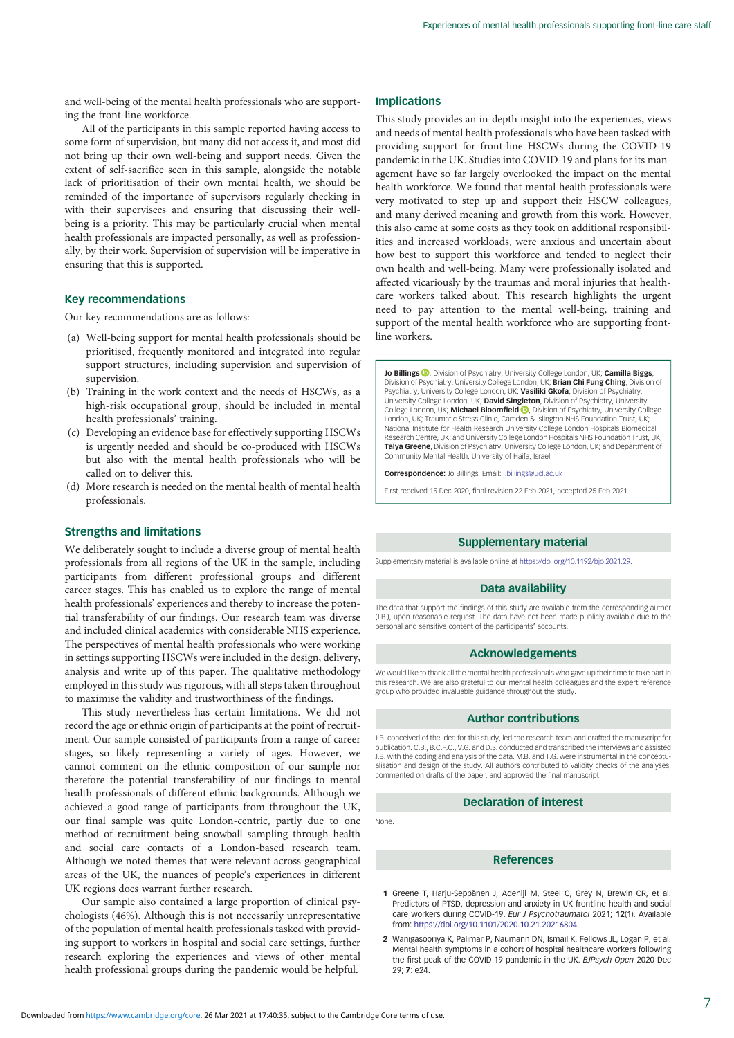and well-being of the mental health professionals who are supporting the front-line workforce.

All of the participants in this sample reported having access to some form of supervision, but many did not access it, and most did not bring up their own well-being and support needs. Given the extent of self-sacrifice seen in this sample, alongside the notable lack of prioritisation of their own mental health, we should be reminded of the importance of supervisors regularly checking in with their supervisees and ensuring that discussing their well-being is a priority. This may be particularly crucial when mental health professionals are impacted personally, as well as professionally, by their work. Supervision of supervision will be imperative in ensuring that this is supported.

## Key recommendations

Our key recommendations are as follows:

(a) Well-being support for mental health professionals should be prioritised, frequently monitored and integrated into regular support structures, including supervision and supervision of supervision.
(b) Training in the work context and the needs of HSCWs, as a high-risk occupational group, should be included in mental health professionals' training.
(c) Developing an evidence base for effectively supporting HSCWs is urgently needed and should be co-produced with HSCWs but also with the mental health professionals who will be called on to deliver this.
(d) More research is needed on the mental health of mental health professionals.

## Strengths and limitations

We deliberately sought to include a diverse group of mental health professionals from all regions of the UK in the sample, including participants from different professional groups and different career stages. This has enabled us to explore the range of mental health professionals' experiences and thereby to increase the potential transferability of our findings. Our research team was diverse and included clinical academics with considerable NHS experience. The perspectives of mental health professionals who were working in settings supporting HSCWs were included in the design, delivery, analysis and write up of this paper. The qualitative methodology employed in this study was rigorous, with all steps taken throughout to maximise the validity and trustworthiness of the findings.

This study nevertheless has certain limitations. We did not record the age or ethnic origin of participants at the point of recruitment. Our sample consisted of participants from a range of career stages, so likely representing a variety of ages. However, we cannot comment on the ethnic composition of our sample nor therefore the potential transferability of our findings to mental health professionals of different ethnic backgrounds. Although we achieved a good range of participants from throughout the UK, our final sample was quite London-centric, partly due to one method of recruitment being snowball sampling through health and social care contacts of a London-based research team. Although we noted themes that were relevant across geographical areas of the UK, the nuances of people's experiences in different UK regions does warrant further research.

Our sample also contained a large proportion of clinical psychologists (46%). Although this is not necessarily unrepresentative of the population of mental health professionals tasked with providing support to workers in hospital and social care settings, further research exploring the experiences and views of other mental health professional groups during the pandemic would be helpful.

## Implications

This study provides an in-depth insight into the experiences, views and needs of mental health professionals who have been tasked with providing support for front-line HSCWs during the COVID-19 pandemic in the UK. Studies into COVID-19 and plans for its management have so far largely overlooked the impact on the mental health workforce. We found that mental health professionals were very motivated to step up and support their HSCW colleagues, and many derived meaning and growth from this work. However, this also came at some costs as they took on additional responsibilities and increased workloads, were anxious and uncertain about how best to support this workforce and tended to neglect their own health and well-being. Many were professionally isolated and affected vicariously by the traumas and moral injuries that healthcare workers talked about. This research highlights the urgent need to pay attention to the mental well-being, training and support of the mental health workforce who are supporting front-line workers.

**Jo Billings**, Division of Psychiatry, University College London, UK; **Camilla Biggs**, Division of Psychiatry, University College London, UK; **Brian Chi Fung Ching**, Division of Psychiatry, University College London, UK; **Vasiliki Gkofa**, Division of Psychiatry, University College London, UK; **David Singleton**, Division of Psychiatry, University College London, UK; **Michael Bloomfield**, Division of Psychiatry, University College London, UK; Traumatic Stress Clinic, Camden & Islington NHS Foundation Trust, UK; National Institute for Health Research University College London Hospitals Biomedical Research Centre, UK; and University College London Hospitals NHS Foundation Trust, UK; **Talya Greene**, Division of Psychiatry, University College London, UK; and Department of Community Mental Health, University of Haifa, Israel

**Correspondence:** Jo Billings. Email: j.billings@ucl.ac.uk

First received 15 Dec 2020, final revision 22 Feb 2021, accepted 25 Feb 2021

## Supplementary material

Supplementary material is available online at https://doi.org/10.1192/bjo.2021.29.

## Data availability

The data that support the findings of this study are available from the corresponding author (J.B.), upon reasonable request. The data have not been made publicly available due to the personal and sensitive content of the participants' accounts.

## Acknowledgements

We would like to thank all the mental health professionals who gave up their time to take part in this research. We are also grateful to our mental health colleagues and the expert reference group who provided invaluable guidance throughout the study.

## Author contributions

J.B. conceived of the idea for this study, led the research team and drafted the manuscript for publication. C.B., B.C.F.C., V.G. and D.S. conducted and transcribed the interviews and assisted J.B. with the coding and analysis of the data. M.B. and T.G. were instrumental in the conceptualisation and design of the study. All authors contributed to validity checks of the analyses, commented on drafts of the paper, and approved the final manuscript.

## Declaration of interest

None.

## References

1 Greene T, Harju-Seppänen J, Adeniji M, Steel C, Grey N, Brewin CR, et al. Predictors of PTSD, depression and anxiety in UK frontline health and social care workers during COVID-19. *Eur J Psychotraumatol* 2021; **12**(1). Available from: https://doi.org/10.1101/2020.10.21.20216804.

2 Wanigasooriya K, Palimar P, Naumann DN, Ismail K, Fellows JL, Logan P, et al. Mental health symptoms in a cohort of hospital healthcare workers following the first peak of the COVID-19 pandemic in the UK. *BJPsych Open* 2020 Dec 29; **7**: e24.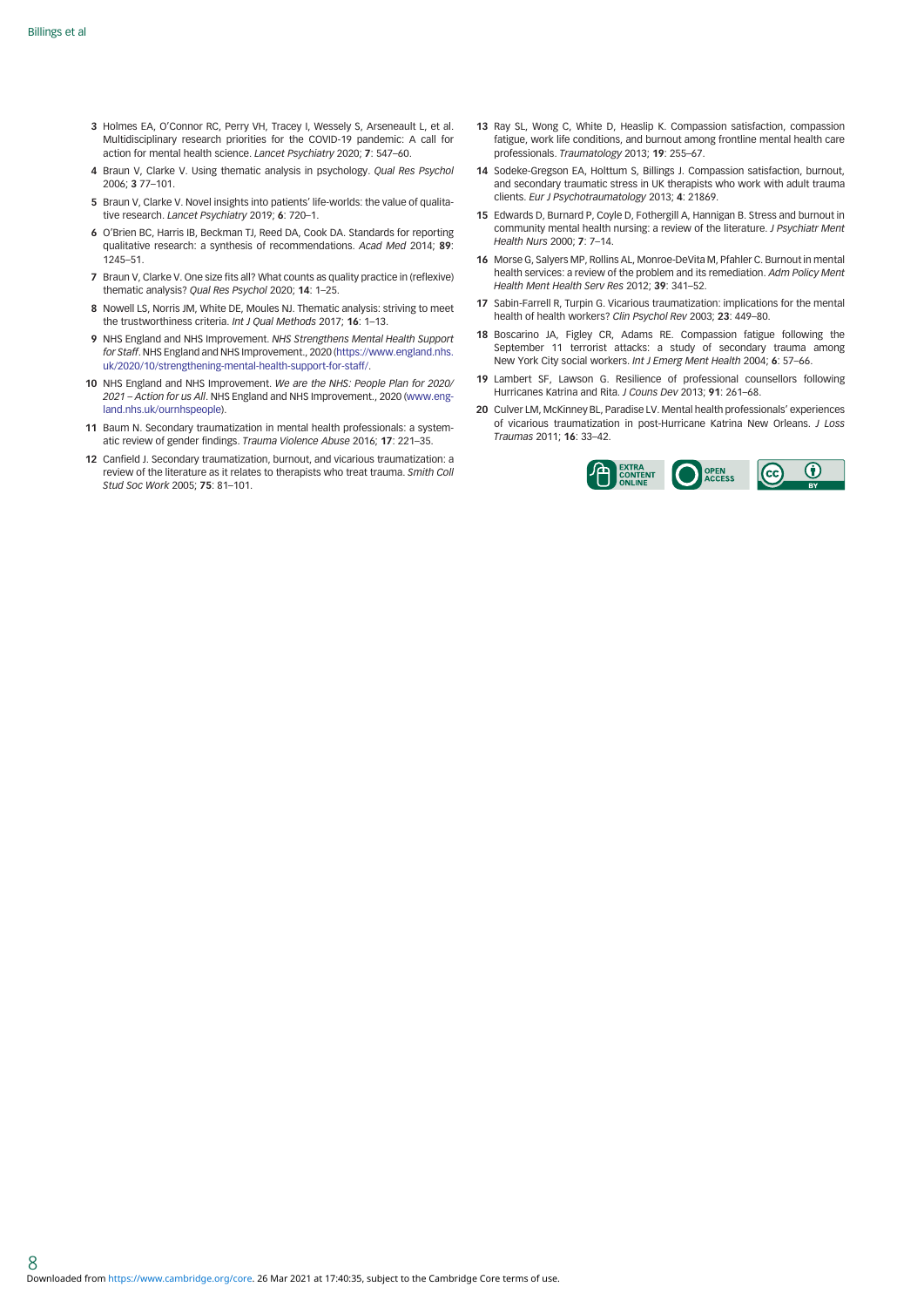3 Holmes EA, O'Connor RC, Perry VH, Tracey I, Wessely S, Arseneault L, et al. Multidisciplinary research priorities for the COVID-19 pandemic: A call for action for mental health science. *Lancet Psychiatry* 2020; **7**: 547–60.

4 Braun V, Clarke V. Using thematic analysis in psychology. *Qual Res Psychol* 2006; **3** 77–101.

5 Braun V, Clarke V. Novel insights into patients' life-worlds: the value of qualitative research. *Lancet Psychiatry* 2019; **6**: 720–1.

6 O'Brien BC, Harris IB, Beckman TJ, Reed DA, Cook DA. Standards for reporting qualitative research: a synthesis of recommendations. *Acad Med* 2014; **89**: 1245–51.

7 Braun V, Clarke V. One size fits all? What counts as quality practice in (reflexive) thematic analysis? *Qual Res Psychol* 2020; **14**: 1–25.

8 Nowell LS, Norris JM, White DE, Moules NJ. Thematic analysis: striving to meet the trustworthiness criteria. *Int J Qual Methods* 2017; **16**: 1–13.

9 NHS England and NHS Improvement. *NHS Strengthens Mental Health Support for Staff*. NHS England and NHS Improvement., 2020 (https://www.england.nhs.uk/2020/10/strengthening-mental-health-support-for-staff/.

10 NHS England and NHS Improvement. *We are the NHS: People Plan for 2020/2021 – Action for us All*. NHS England and NHS Improvement., 2020 (www.england.nhs.uk/ournhspeople).

11 Baum N. Secondary traumatization in mental health professionals: a systematic review of gender findings. *Trauma Violence Abuse* 2016; **17**: 221–35.

12 Canfield J. Secondary traumatization, burnout, and vicarious traumatization: a review of the literature as it relates to therapists who treat trauma. *Smith Coll Stud Soc Work* 2005; **75**: 81–101.

13 Ray SL, Wong C, White D, Heaslip K. Compassion satisfaction, compassion fatigue, work life conditions, and burnout among frontline mental health care professionals. *Traumatology* 2013; **19**: 255–67.

14 Sodeke-Gregson EA, Holttum S, Billings J. Compassion satisfaction, burnout, and secondary traumatic stress in UK therapists who work with adult trauma clients. *Eur J Psychotraumatology* 2013; **4**: 21869.

15 Edwards D, Burnard P, Coyle D, Fothergill A, Hannigan B. Stress and burnout in community mental health nursing: a review of the literature. *J Psychiatr Ment Health Nurs* 2000; **7**: 7–14.

16 Morse G, Salyers MP, Rollins AL, Monroe-DeVita M, Pfahler C. Burnout in mental health services: a review of the problem and its remediation. *Adm Policy Ment Health Ment Health Serv Res* 2012; **39**: 341–52.

17 Sabin-Farrell R, Turpin G. Vicarious traumatization: implications for the mental health of health workers? *Clin Psychol Rev* 2003; **23**: 449–80.

18 Boscarino JA, Figley CR, Adams RE. Compassion fatigue following the September 11 terrorist attacks: a study of secondary trauma among New York City social workers. *Int J Emerg Ment Health* 2004; **6**: 57–66.

19 Lambert SF, Lawson G. Resilience of professional counsellors following Hurricanes Katrina and Rita. *J Couns Dev* 2013; **91**: 261–68.

20 Culver LM, McKinney BL, Paradise LV. Mental health professionals' experiences of vicarious traumatization in post-Hurricane Katrina New Orleans. *J Loss Traumas* 2011; **16**: 33–42.